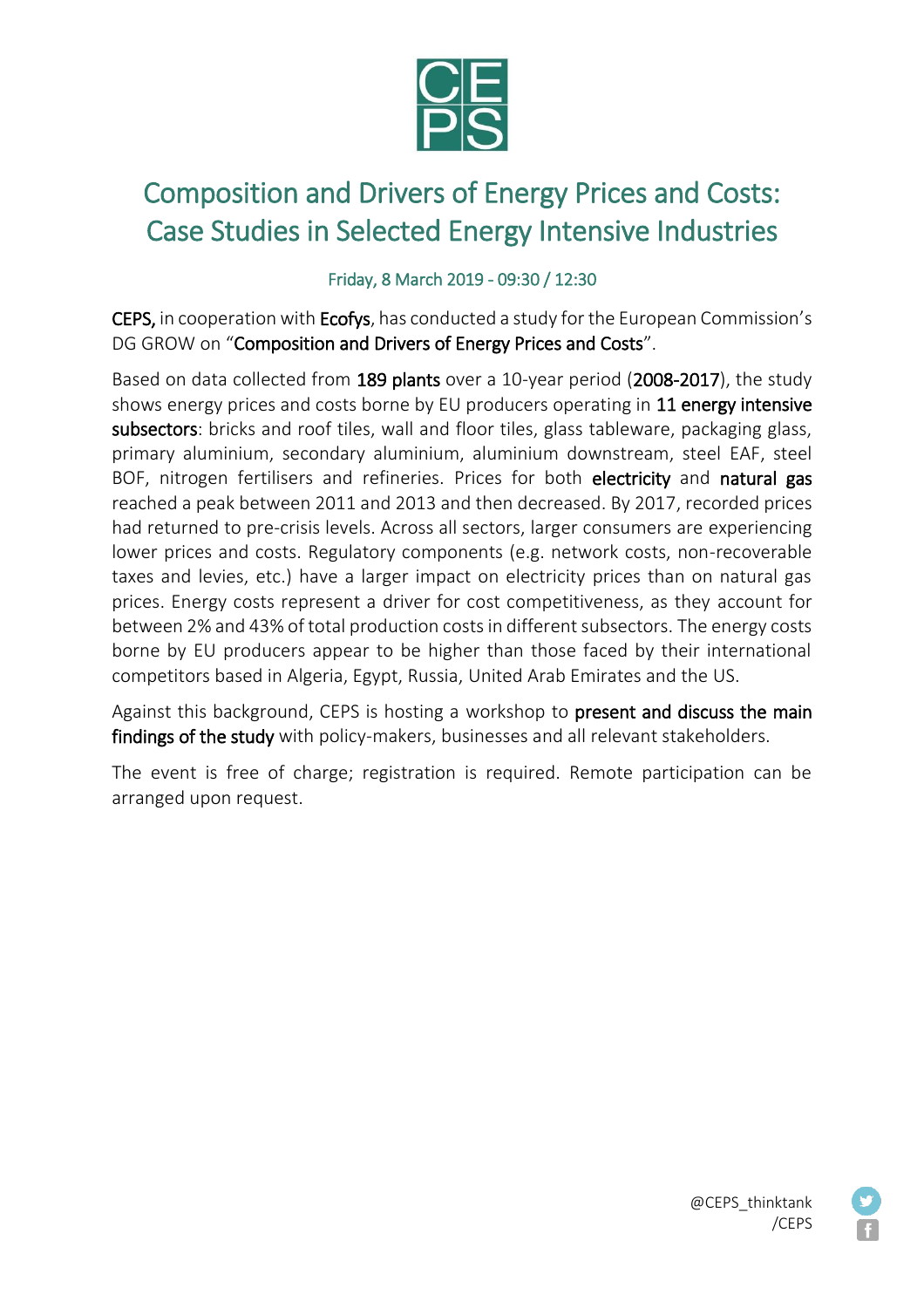CEPS

# Composition and Drivers of Energy Prices and Costs: Case Studies in Selected Energy Intensive Industries

Friday, 8 March 2019 - 09:30 / 12:30

**CEPS,** in cooperation with **Ecofys**, has conducted a study for the European Commission's DG GROW on "**Composition and Drivers of Energy Prices and Costs**".

Based on data collected from **189 plants** over a 10-year period (**2008-2017**), the study shows energy prices and costs borne by EU producers operating in **11 energy intensive subsectors**: bricks and roof tiles, wall and floor tiles, glass tableware, packaging glass, primary aluminium, secondary aluminium, aluminium downstream, steel EAF, steel BOF, nitrogen fertilisers and refineries. Prices for both **electricity** and **natural gas** reached a peak between 2011 and 2013 and then decreased. By 2017, recorded prices had returned to pre-crisis levels. Across all sectors, larger consumers are experiencing lower prices and costs. Regulatory components (e.g. network costs, non-recoverable taxes and levies, etc.) have a larger impact on electricity prices than on natural gas prices. Energy costs represent a driver for cost competitiveness, as they account for between 2% and 43% of total production costs in different subsectors. The energy costs borne by EU producers appear to be higher than those faced by their international competitors based in Algeria, Egypt, Russia, United Arab Emirates and the US.

Against this background, CEPS is hosting a workshop to **present and discuss the main findings of the study** with policy-makers, businesses and all relevant stakeholders.

The event is free of charge; registration is required. Remote participation can be arranged upon request.

@CEPS_thinktank
/CEPS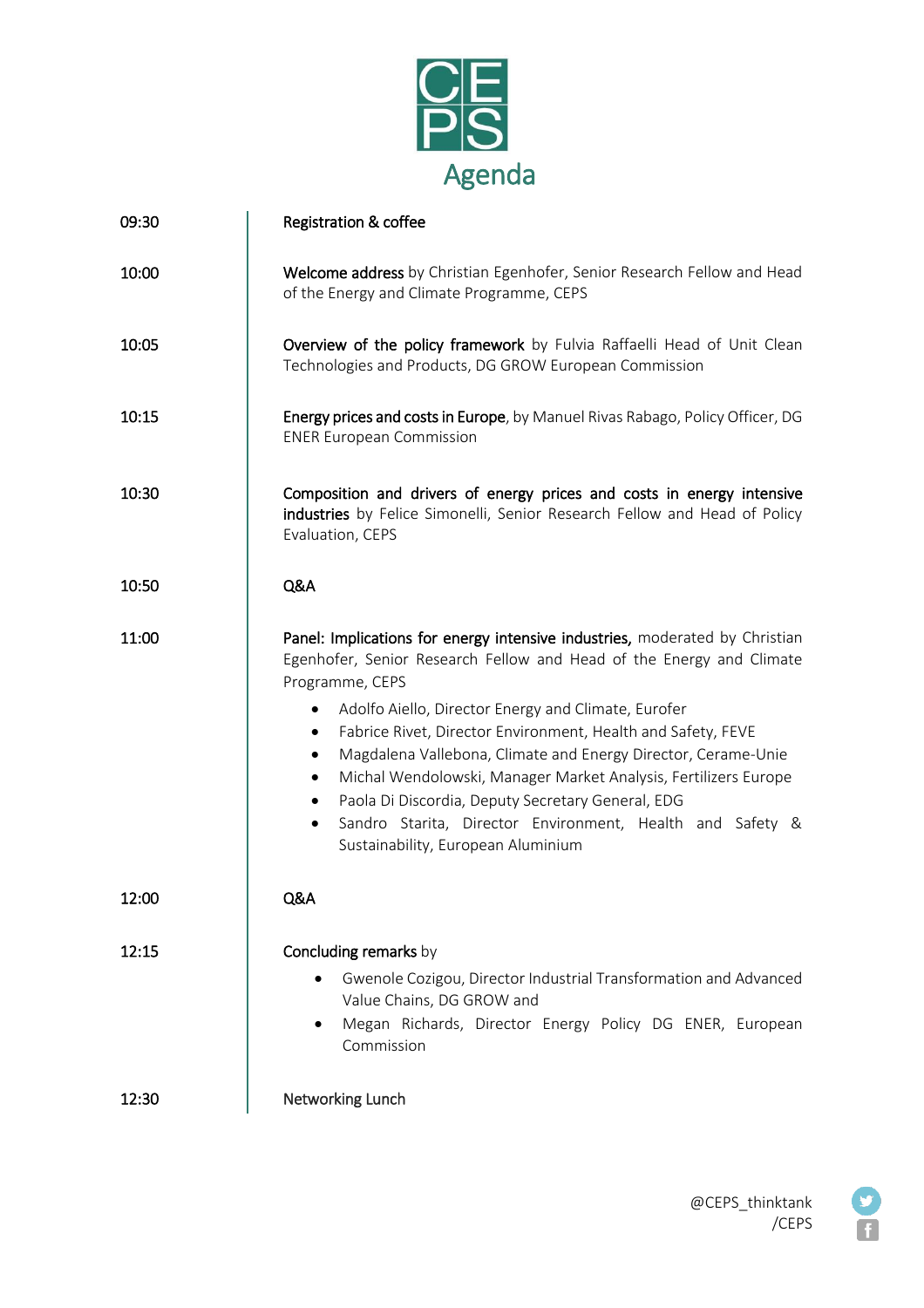# Agenda

| | |
|---|---|
| 09:30 | **Registration & coffee** |
| 10:00 | **Welcome address** by Christian Egenhofer, Senior Research Fellow and Head of the Energy and Climate Programme, CEPS |
| 10:05 | **Overview of the policy framework** by Fulvia Raffaelli Head of Unit Clean Technologies and Products, DG GROW European Commission |
| 10:15 | **Energy prices and costs in Europe**, by Manuel Rivas Rabago, Policy Officer, DG ENER European Commission |
| 10:30 | **Composition and drivers of energy prices and costs in energy intensive industries** by Felice Simonelli, Senior Research Fellow and Head of Policy Evaluation, CEPS |
| 10:50 | **Q&A** |
| 11:00 | **Panel: Implications for energy intensive industries,** moderated by Christian Egenhofer, Senior Research Fellow and Head of the Energy and Climate Programme, CEPS<br>• Adolfo Aiello, Director Energy and Climate, Eurofer<br>• Fabrice Rivet, Director Environment, Health and Safety, FEVE<br>• Magdalena Vallebona, Climate and Energy Director, Cerame-Unie<br>• Michal Wendolowski, Manager Market Analysis, Fertilizers Europe<br>• Paola Di Discordia, Deputy Secretary General, EDG<br>• Sandro Starita, Director Environment, Health and Safety & Sustainability, European Aluminium |
| 12:00 | **Q&A** |
| 12:15 | **Concluding remarks** by<br>• Gwenole Cozigou, Director Industrial Transformation and Advanced Value Chains, DG GROW and<br>• Megan Richards, Director Energy Policy DG ENER, European Commission |
| 12:30 | **Networking Lunch** |

@CEPS_thinktank
/CEPS